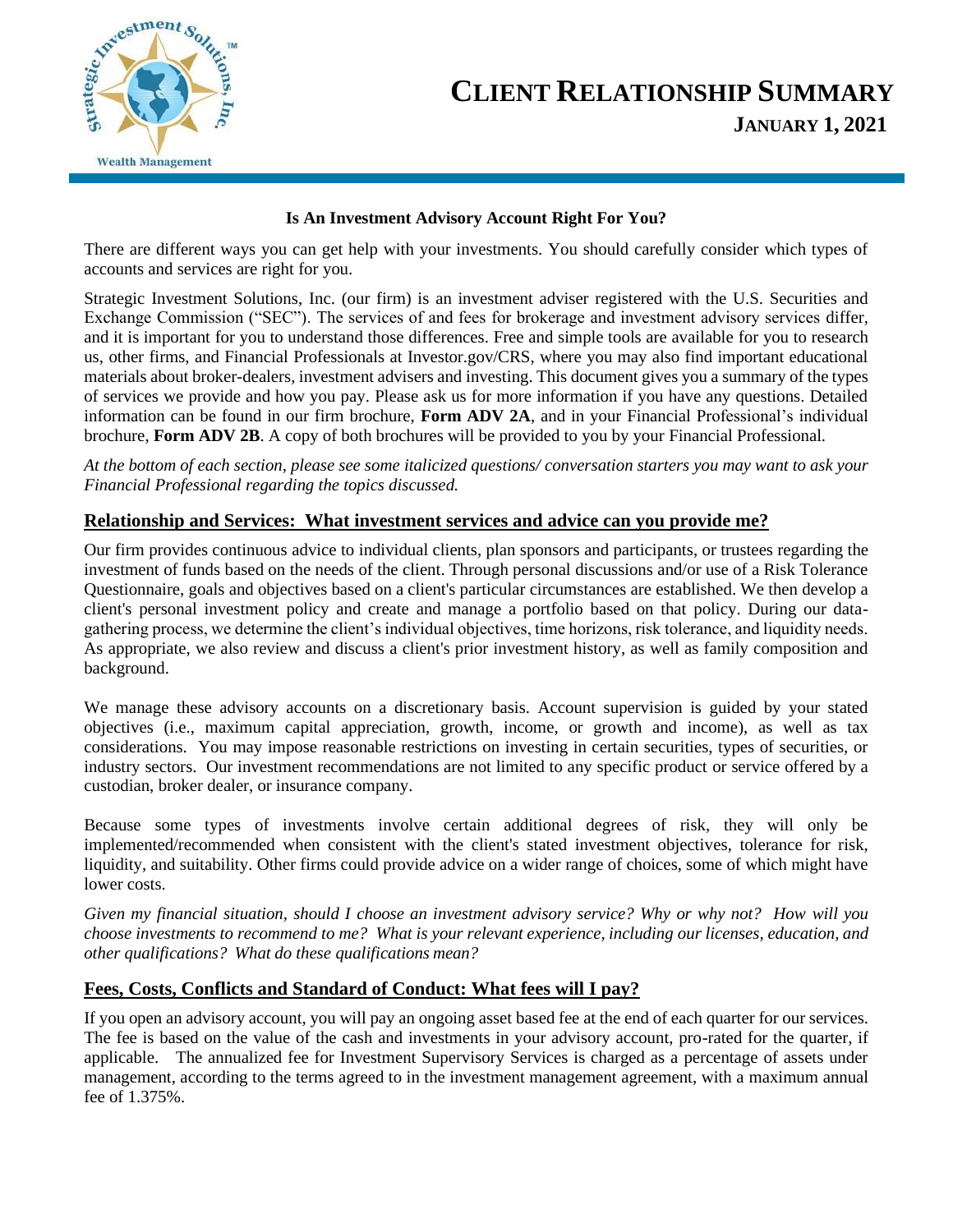# CLIENT RELATIONSHIP SUMMARY

## JANUARY 1, 2021

**Is An Investment Advisory Account Right For You?**

There are different ways you can get help with your investments. You should carefully consider which types of accounts and services are right for you.

Strategic Investment Solutions, Inc. (our firm) is an investment adviser registered with the U.S. Securities and Exchange Commission ("SEC"). The services of and fees for brokerage and investment advisory services differ, and it is important for you to understand those differences. Free and simple tools are available for you to research us, other firms, and Financial Professionals at Investor.gov/CRS, where you may also find important educational materials about broker-dealers, investment advisers and investing. This document gives you a summary of the types of services we provide and how you pay. Please ask us for more information if you have any questions. Detailed information can be found in our firm brochure, **Form ADV 2A**, and in your Financial Professional's individual brochure, **Form ADV 2B**. A copy of both brochures will be provided to you by your Financial Professional.

*At the bottom of each section, please see some italicized questions/ conversation starters you may want to ask your Financial Professional regarding the topics discussed.*

### Relationship and Services: What investment services and advice can you provide me?

Our firm provides continuous advice to individual clients, plan sponsors and participants, or trustees regarding the investment of funds based on the needs of the client. Through personal discussions and/or use of a Risk Tolerance Questionnaire, goals and objectives based on a client's particular circumstances are established. We then develop a client's personal investment policy and create and manage a portfolio based on that policy. During our data-gathering process, we determine the client's individual objectives, time horizons, risk tolerance, and liquidity needs. As appropriate, we also review and discuss a client's prior investment history, as well as family composition and background.

We manage these advisory accounts on a discretionary basis. Account supervision is guided by your stated objectives (i.e., maximum capital appreciation, growth, income, or growth and income), as well as tax considerations. You may impose reasonable restrictions on investing in certain securities, types of securities, or industry sectors. Our investment recommendations are not limited to any specific product or service offered by a custodian, broker dealer, or insurance company.

Because some types of investments involve certain additional degrees of risk, they will only be implemented/recommended when consistent with the client's stated investment objectives, tolerance for risk, liquidity, and suitability. Other firms could provide advice on a wider range of choices, some of which might have lower costs.

*Given my financial situation, should I choose an investment advisory service? Why or why not? How will you choose investments to recommend to me? What is your relevant experience, including our licenses, education, and other qualifications? What do these qualifications mean?*

### Fees, Costs, Conflicts and Standard of Conduct: What fees will I pay?

If you open an advisory account, you will pay an ongoing asset based fee at the end of each quarter for our services. The fee is based on the value of the cash and investments in your advisory account, pro-rated for the quarter, if applicable. The annualized fee for Investment Supervisory Services is charged as a percentage of assets under management, according to the terms agreed to in the investment management agreement, with a maximum annual fee of 1.375%.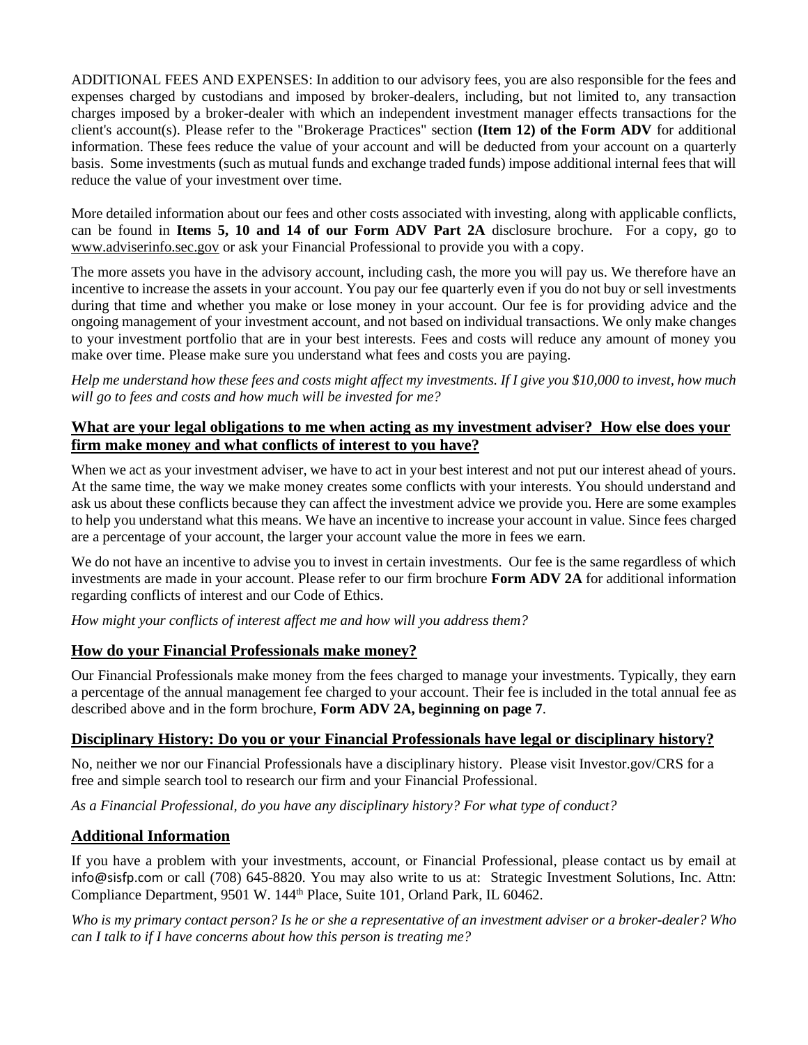ADDITIONAL FEES AND EXPENSES: In addition to our advisory fees, you are also responsible for the fees and expenses charged by custodians and imposed by broker-dealers, including, but not limited to, any transaction charges imposed by a broker-dealer with which an independent investment manager effects transactions for the client's account(s). Please refer to the "Brokerage Practices" section **(Item 12) of the Form ADV** for additional information. These fees reduce the value of your account and will be deducted from your account on a quarterly basis. Some investments (such as mutual funds and exchange traded funds) impose additional internal fees that will reduce the value of your investment over time.

More detailed information about our fees and other costs associated with investing, along with applicable conflicts, can be found in **Items 5, 10 and 14 of our Form ADV Part 2A** disclosure brochure. For a copy, go to www.adviserinfo.sec.gov or ask your Financial Professional to provide you with a copy.

The more assets you have in the advisory account, including cash, the more you will pay us. We therefore have an incentive to increase the assets in your account. You pay our fee quarterly even if you do not buy or sell investments during that time and whether you make or lose money in your account. Our fee is for providing advice and the ongoing management of your investment account, and not based on individual transactions. We only make changes to your investment portfolio that are in your best interests. Fees and costs will reduce any amount of money you make over time. Please make sure you understand what fees and costs you are paying.

*Help me understand how these fees and costs might affect my investments. If I give you $10,000 to invest, how much will go to fees and costs and how much will be invested for me?*

## What are your legal obligations to me when acting as my investment adviser? How else does your firm make money and what conflicts of interest to you have?

When we act as your investment adviser, we have to act in your best interest and not put our interest ahead of yours. At the same time, the way we make money creates some conflicts with your interests. You should understand and ask us about these conflicts because they can affect the investment advice we provide you. Here are some examples to help you understand what this means. We have an incentive to increase your account in value. Since fees charged are a percentage of your account, the larger your account value the more in fees we earn.

We do not have an incentive to advise you to invest in certain investments. Our fee is the same regardless of which investments are made in your account. Please refer to our firm brochure **Form ADV 2A** for additional information regarding conflicts of interest and our Code of Ethics.

*How might your conflicts of interest affect me and how will you address them?*

## How do your Financial Professionals make money?

Our Financial Professionals make money from the fees charged to manage your investments. Typically, they earn a percentage of the annual management fee charged to your account. Their fee is included in the total annual fee as described above and in the form brochure, **Form ADV 2A, beginning on page 7**.

## Disciplinary History: Do you or your Financial Professionals have legal or disciplinary history?

No, neither we nor our Financial Professionals have a disciplinary history. Please visit Investor.gov/CRS for a free and simple search tool to research our firm and your Financial Professional.

*As a Financial Professional, do you have any disciplinary history? For what type of conduct?*

## Additional Information

If you have a problem with your investments, account, or Financial Professional, please contact us by email at info@sisfp.com or call (708) 645-8820. You may also write to us at: Strategic Investment Solutions, Inc. Attn: Compliance Department, 9501 W. 144th Place, Suite 101, Orland Park, IL 60462.

*Who is my primary contact person? Is he or she a representative of an investment adviser or a broker-dealer? Who can I talk to if I have concerns about how this person is treating me?*